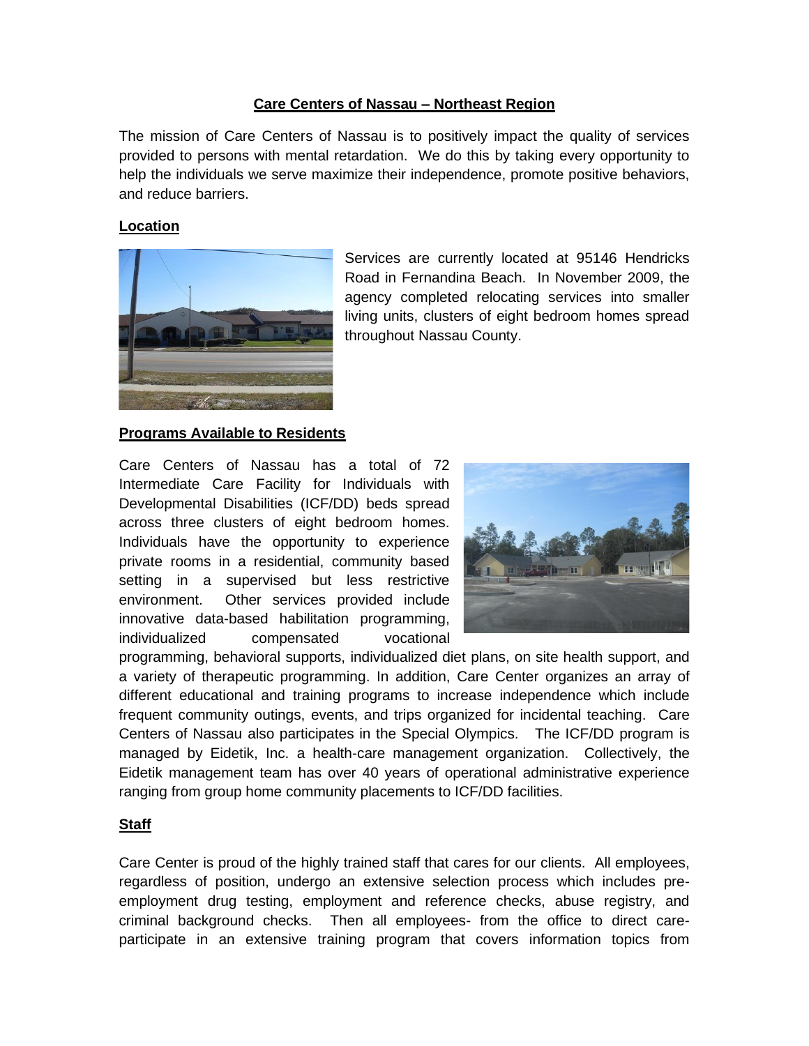## Care Centers of Nassau – Northeast Region

The mission of Care Centers of Nassau is to positively impact the quality of services provided to persons with mental retardation. We do this by taking every opportunity to help the individuals we serve maximize their independence, promote positive behaviors, and reduce barriers.

### Location

Services are currently located at 95146 Hendricks Road in Fernandina Beach. In November 2009, the agency completed relocating services into smaller living units, clusters of eight bedroom homes spread throughout Nassau County.

### Programs Available to Residents

Care Centers of Nassau has a total of 72 Intermediate Care Facility for Individuals with Developmental Disabilities (ICF/DD) beds spread across three clusters of eight bedroom homes. Individuals have the opportunity to experience private rooms in a residential, community based setting in a supervised but less restrictive environment. Other services provided include innovative data-based habilitation programming, individualized compensated vocational programming, behavioral supports, individualized diet plans, on site health support, and a variety of therapeutic programming. In addition, Care Center organizes an array of different educational and training programs to increase independence which include frequent community outings, events, and trips organized for incidental teaching. Care Centers of Nassau also participates in the Special Olympics. The ICF/DD program is managed by Eidetik, Inc. a health-care management organization. Collectively, the Eidetik management team has over 40 years of operational administrative experience ranging from group home community placements to ICF/DD facilities.

### Staff

Care Center is proud of the highly trained staff that cares for our clients. All employees, regardless of position, undergo an extensive selection process which includes pre-employment drug testing, employment and reference checks, abuse registry, and criminal background checks. Then all employees- from the office to direct care- participate in an extensive training program that covers information topics from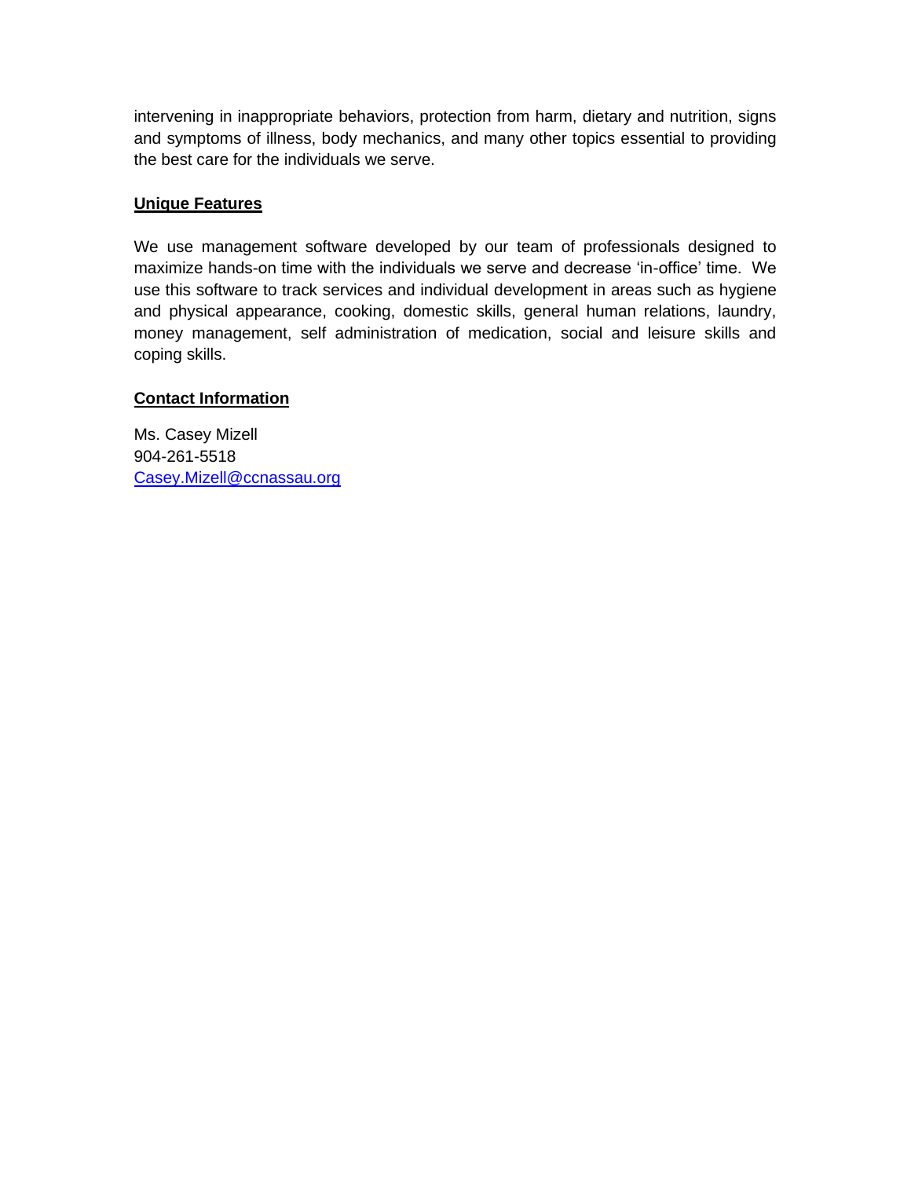intervening in inappropriate behaviors, protection from harm, dietary and nutrition, signs and symptoms of illness, body mechanics, and many other topics essential to providing the best care for the individuals we serve.

## Unique Features

We use management software developed by our team of professionals designed to maximize hands-on time with the individuals we serve and decrease 'in-office' time. We use this software to track services and individual development in areas such as hygiene and physical appearance, cooking, domestic skills, general human relations, laundry, money management, self administration of medication, social and leisure skills and coping skills.

## Contact Information

Ms. Casey Mizell
904-261-5518
Casey.Mizell@ccnassau.org